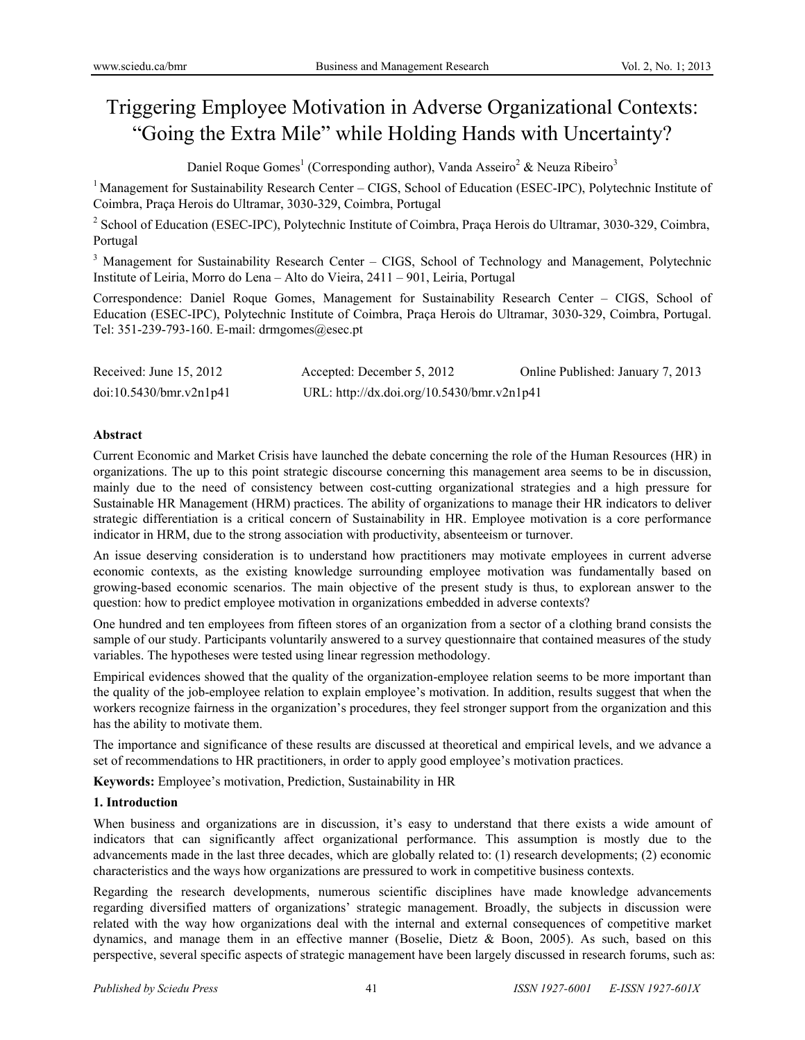# Triggering Employee Motivation in Adverse Organizational Contexts: "Going the Extra Mile" while Holding Hands with Uncertainty?

Daniel Roque Gomes[1] (Corresponding author), Vanda Asseiro[2] & Neuza Ribeiro[3]

[1] Management for Sustainability Research Center – CIGS, School of Education (ESEC-IPC), Polytechnic Institute of Coimbra, Praça Herois do Ultramar, 3030-329, Coimbra, Portugal

[2] School of Education (ESEC-IPC), Polytechnic Institute of Coimbra, Praça Herois do Ultramar, 3030-329, Coimbra, Portugal

[3] Management for Sustainability Research Center – CIGS, School of Technology and Management, Polytechnic Institute of Leiria, Morro do Lena – Alto do Vieira, 2411 – 901, Leiria, Portugal

Correspondence: Daniel Roque Gomes, Management for Sustainability Research Center – CIGS, School of Education (ESEC-IPC), Polytechnic Institute of Coimbra, Praça Herois do Ultramar, 3030-329, Coimbra, Portugal. Tel: 351-239-793-160. E-mail: drmgomes@esec.pt

Received: June 15, 2012  Accepted: December 5, 2012  Online Published: January 7, 2013

doi:10.5430/bmr.v2n1p41  URL: http://dx.doi.org/10.5430/bmr.v2n1p41

**Abstract**

Current Economic and Market Crisis have launched the debate concerning the role of the Human Resources (HR) in organizations. The up to this point strategic discourse concerning this management area seems to be in discussion, mainly due to the need of consistency between cost-cutting organizational strategies and a high pressure for Sustainable HR Management (HRM) practices. The ability of organizations to manage their HR indicators to deliver strategic differentiation is a critical concern of Sustainability in HR. Employee motivation is a core performance indicator in HRM, due to the strong association with productivity, absenteeism or turnover.

An issue deserving consideration is to understand how practitioners may motivate employees in current adverse economic contexts, as the existing knowledge surrounding employee motivation was fundamentally based on growing-based economic scenarios. The main objective of the present study is thus, to explorean answer to the question: how to predict employee motivation in organizations embedded in adverse contexts?

One hundred and ten employees from fifteen stores of an organization from a sector of a clothing brand consists the sample of our study. Participants voluntarily answered to a survey questionnaire that contained measures of the study variables. The hypotheses were tested using linear regression methodology.

Empirical evidences showed that the quality of the organization-employee relation seems to be more important than the quality of the job-employee relation to explain employee's motivation. In addition, results suggest that when the workers recognize fairness in the organization's procedures, they feel stronger support from the organization and this has the ability to motivate them.

The importance and significance of these results are discussed at theoretical and empirical levels, and we advance a set of recommendations to HR practitioners, in order to apply good employee's motivation practices.

**Keywords:** Employee's motivation, Prediction, Sustainability in HR

## 1. Introduction

When business and organizations are in discussion, it's easy to understand that there exists a wide amount of indicators that can significantly affect organizational performance. This assumption is mostly due to the advancements made in the last three decades, which are globally related to: (1) research developments; (2) economic characteristics and the ways how organizations are pressured to work in competitive business contexts.

Regarding the research developments, numerous scientific disciplines have made knowledge advancements regarding diversified matters of organizations' strategic management. Broadly, the subjects in discussion were related with the way how organizations deal with the internal and external consequences of competitive market dynamics, and manage them in an effective manner (Boselie, Dietz & Boon, 2005). As such, based on this perspective, several specific aspects of strategic management have been largely discussed in research forums, such as: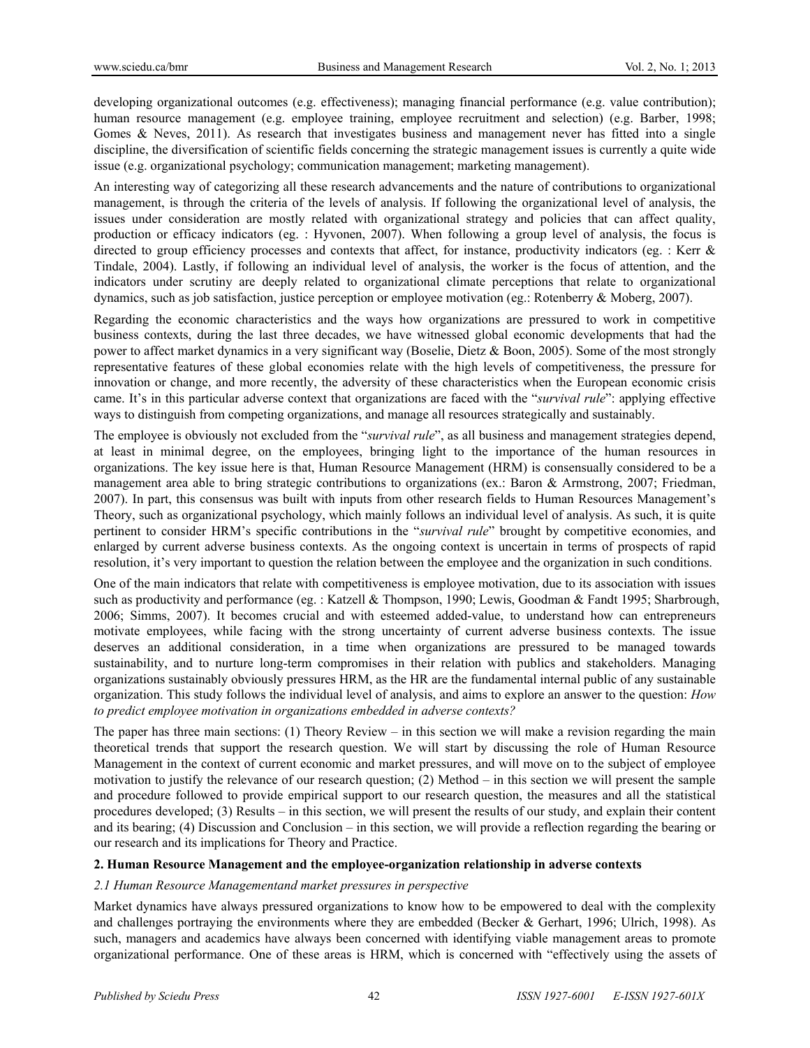developing organizational outcomes (e.g. effectiveness); managing financial performance (e.g. value contribution); human resource management (e.g. employee training, employee recruitment and selection) (e.g. Barber, 1998; Gomes & Neves, 2011). As research that investigates business and management never has fitted into a single discipline, the diversification of scientific fields concerning the strategic management issues is currently a quite wide issue (e.g. organizational psychology; communication management; marketing management).

An interesting way of categorizing all these research advancements and the nature of contributions to organizational management, is through the criteria of the levels of analysis. If following the organizational level of analysis, the issues under consideration are mostly related with organizational strategy and policies that can affect quality, production or efficacy indicators (eg. : Hyvonen, 2007). When following a group level of analysis, the focus is directed to group efficiency processes and contexts that affect, for instance, productivity indicators (eg. : Kerr & Tindale, 2004). Lastly, if following an individual level of analysis, the worker is the focus of attention, and the indicators under scrutiny are deeply related to organizational climate perceptions that relate to organizational dynamics, such as job satisfaction, justice perception or employee motivation (eg.: Rotenberry & Moberg, 2007).

Regarding the economic characteristics and the ways how organizations are pressured to work in competitive business contexts, during the last three decades, we have witnessed global economic developments that had the power to affect market dynamics in a very significant way (Boselie, Dietz & Boon, 2005). Some of the most strongly representative features of these global economies relate with the high levels of competitiveness, the pressure for innovation or change, and more recently, the adversity of these characteristics when the European economic crisis came. It's in this particular adverse context that organizations are faced with the "*survival rule*": applying effective ways to distinguish from competing organizations, and manage all resources strategically and sustainably.

The employee is obviously not excluded from the "*survival rule*", as all business and management strategies depend, at least in minimal degree, on the employees, bringing light to the importance of the human resources in organizations. The key issue here is that, Human Resource Management (HRM) is consensually considered to be a management area able to bring strategic contributions to organizations (ex.: Baron & Armstrong, 2007; Friedman, 2007). In part, this consensus was built with inputs from other research fields to Human Resources Management's Theory, such as organizational psychology, which mainly follows an individual level of analysis. As such, it is quite pertinent to consider HRM's specific contributions in the "*survival rule*" brought by competitive economies, and enlarged by current adverse business contexts. As the ongoing context is uncertain in terms of prospects of rapid resolution, it's very important to question the relation between the employee and the organization in such conditions.

One of the main indicators that relate with competitiveness is employee motivation, due to its association with issues such as productivity and performance (eg. : Katzell & Thompson, 1990; Lewis, Goodman & Fandt 1995; Sharbrough, 2006; Simms, 2007). It becomes crucial and with esteemed added-value, to understand how can entrepreneurs motivate employees, while facing with the strong uncertainty of current adverse business contexts. The issue deserves an additional consideration, in a time when organizations are pressured to be managed towards sustainability, and to nurture long-term compromises in their relation with publics and stakeholders. Managing organizations sustainably obviously pressures HRM, as the HR are the fundamental internal public of any sustainable organization. This study follows the individual level of analysis, and aims to explore an answer to the question: *How to predict employee motivation in organizations embedded in adverse contexts?*

The paper has three main sections: (1) Theory Review – in this section we will make a revision regarding the main theoretical trends that support the research question. We will start by discussing the role of Human Resource Management in the context of current economic and market pressures, and will move on to the subject of employee motivation to justify the relevance of our research question; (2) Method – in this section we will present the sample and procedure followed to provide empirical support to our research question, the measures and all the statistical procedures developed; (3) Results – in this section, we will present the results of our study, and explain their content and its bearing; (4) Discussion and Conclusion – in this section, we will provide a reflection regarding the bearing or our research and its implications for Theory and Practice.

## 2. Human Resource Management and the employee-organization relationship in adverse contexts

### *2.1 Human Resource Managementand market pressures in perspective*

Market dynamics have always pressured organizations to know how to be empowered to deal with the complexity and challenges portraying the environments where they are embedded (Becker & Gerhart, 1996; Ulrich, 1998). As such, managers and academics have always been concerned with identifying viable management areas to promote organizational performance. One of these areas is HRM, which is concerned with "effectively using the assets of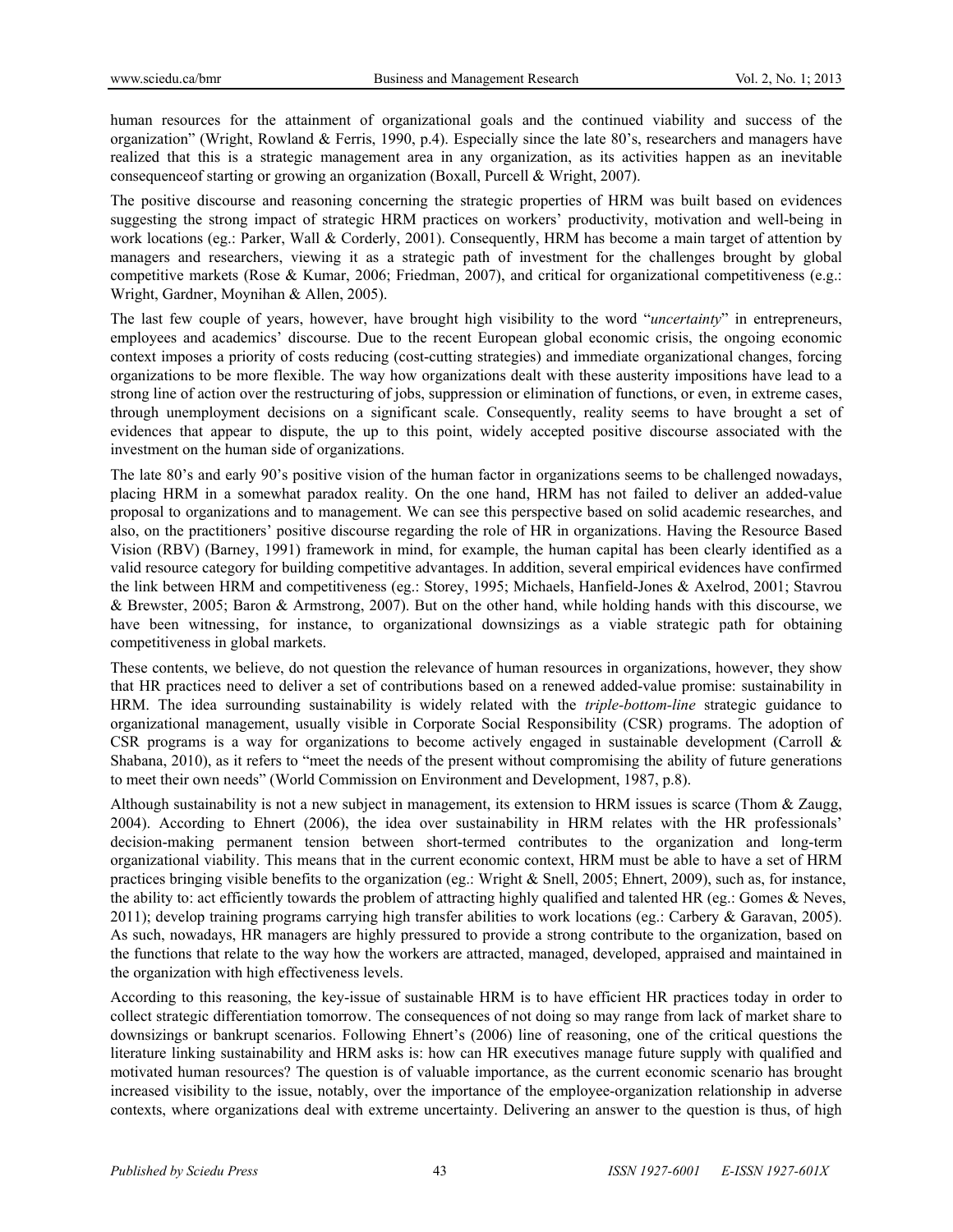human resources for the attainment of organizational goals and the continued viability and success of the organization" (Wright, Rowland & Ferris, 1990, p.4). Especially since the late 80's, researchers and managers have realized that this is a strategic management area in any organization, as its activities happen as an inevitable consequenceof starting or growing an organization (Boxall, Purcell & Wright, 2007).

The positive discourse and reasoning concerning the strategic properties of HRM was built based on evidences suggesting the strong impact of strategic HRM practices on workers' productivity, motivation and well-being in work locations (eg.: Parker, Wall & Corderly, 2001). Consequently, HRM has become a main target of attention by managers and researchers, viewing it as a strategic path of investment for the challenges brought by global competitive markets (Rose & Kumar, 2006; Friedman, 2007), and critical for organizational competitiveness (e.g.: Wright, Gardner, Moynihan & Allen, 2005).

The last few couple of years, however, have brought high visibility to the word "*uncertainty*" in entrepreneurs, employees and academics' discourse. Due to the recent European global economic crisis, the ongoing economic context imposes a priority of costs reducing (cost-cutting strategies) and immediate organizational changes, forcing organizations to be more flexible. The way how organizations dealt with these austerity impositions have lead to a strong line of action over the restructuring of jobs, suppression or elimination of functions, or even, in extreme cases, through unemployment decisions on a significant scale. Consequently, reality seems to have brought a set of evidences that appear to dispute, the up to this point, widely accepted positive discourse associated with the investment on the human side of organizations.

The late 80's and early 90's positive vision of the human factor in organizations seems to be challenged nowadays, placing HRM in a somewhat paradox reality. On the one hand, HRM has not failed to deliver an added-value proposal to organizations and to management. We can see this perspective based on solid academic researches, and also, on the practitioners' positive discourse regarding the role of HR in organizations. Having the Resource Based Vision (RBV) (Barney, 1991) framework in mind, for example, the human capital has been clearly identified as a valid resource category for building competitive advantages. In addition, several empirical evidences have confirmed the link between HRM and competitiveness (eg.: Storey, 1995; Michaels, Hanfield-Jones & Axelrod, 2001; Stavrou & Brewster, 2005; Baron & Armstrong, 2007). But on the other hand, while holding hands with this discourse, we have been witnessing, for instance, to organizational downsizings as a viable strategic path for obtaining competitiveness in global markets.

These contents, we believe, do not question the relevance of human resources in organizations, however, they show that HR practices need to deliver a set of contributions based on a renewed added-value promise: sustainability in HRM. The idea surrounding sustainability is widely related with the *triple-bottom-line* strategic guidance to organizational management, usually visible in Corporate Social Responsibility (CSR) programs. The adoption of CSR programs is a way for organizations to become actively engaged in sustainable development (Carroll & Shabana, 2010), as it refers to "meet the needs of the present without compromising the ability of future generations to meet their own needs" (World Commission on Environment and Development, 1987, p.8).

Although sustainability is not a new subject in management, its extension to HRM issues is scarce (Thom & Zaugg, 2004). According to Ehnert (2006), the idea over sustainability in HRM relates with the HR professionals' decision-making permanent tension between short-termed contributes to the organization and long-term organizational viability. This means that in the current economic context, HRM must be able to have a set of HRM practices bringing visible benefits to the organization (eg.: Wright & Snell, 2005; Ehnert, 2009), such as, for instance, the ability to: act efficiently towards the problem of attracting highly qualified and talented HR (eg.: Gomes & Neves, 2011); develop training programs carrying high transfer abilities to work locations (eg.: Carbery & Garavan, 2005). As such, nowadays, HR managers are highly pressured to provide a strong contribute to the organization, based on the functions that relate to the way how the workers are attracted, managed, developed, appraised and maintained in the organization with high effectiveness levels.

According to this reasoning, the key-issue of sustainable HRM is to have efficient HR practices today in order to collect strategic differentiation tomorrow. The consequences of not doing so may range from lack of market share to downsizings or bankrupt scenarios. Following Ehnert's (2006) line of reasoning, one of the critical questions the literature linking sustainability and HRM asks is: how can HR executives manage future supply with qualified and motivated human resources? The question is of valuable importance, as the current economic scenario has brought increased visibility to the issue, notably, over the importance of the employee-organization relationship in adverse contexts, where organizations deal with extreme uncertainty. Delivering an answer to the question is thus, of high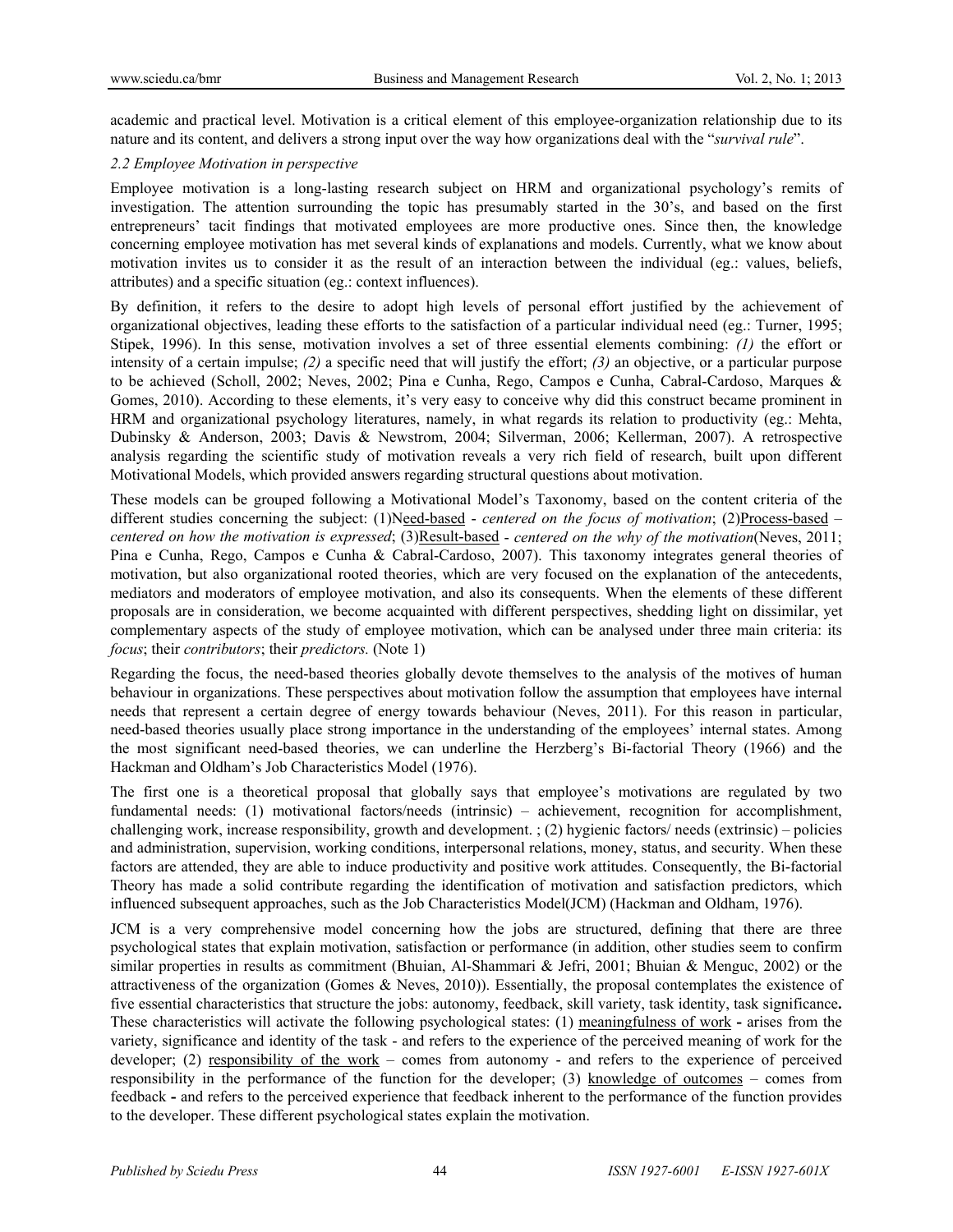academic and practical level. Motivation is a critical element of this employee-organization relationship due to its nature and its content, and delivers a strong input over the way how organizations deal with the "*survival rule*".

### *2.2 Employee Motivation in perspective*

Employee motivation is a long-lasting research subject on HRM and organizational psychology's remits of investigation. The attention surrounding the topic has presumably started in the 30's, and based on the first entrepreneurs' tacit findings that motivated employees are more productive ones. Since then, the knowledge concerning employee motivation has met several kinds of explanations and models. Currently, what we know about motivation invites us to consider it as the result of an interaction between the individual (eg.: values, beliefs, attributes) and a specific situation (eg.: context influences).

By definition, it refers to the desire to adopt high levels of personal effort justified by the achievement of organizational objectives, leading these efforts to the satisfaction of a particular individual need (eg.: Turner, 1995; Stipek, 1996). In this sense, motivation involves a set of three essential elements combining: *(1)* the effort or intensity of a certain impulse; *(2)* a specific need that will justify the effort; *(3)* an objective, or a particular purpose to be achieved (Scholl, 2002; Neves, 2002; Pina e Cunha, Rego, Campos e Cunha, Cabral-Cardoso, Marques & Gomes, 2010). According to these elements, it's very easy to conceive why did this construct became prominent in HRM and organizational psychology literatures, namely, in what regards its relation to productivity (eg.: Mehta, Dubinsky & Anderson, 2003; Davis & Newstrom, 2004; Silverman, 2006; Kellerman, 2007). A retrospective analysis regarding the scientific study of motivation reveals a very rich field of research, built upon different Motivational Models, which provided answers regarding structural questions about motivation.

These models can be grouped following a Motivational Model's Taxonomy, based on the content criteria of the different studies concerning the subject: (1)Need-based - *centered on the focus of motivation*; (2)Process-based – *centered on how the motivation is expressed*; (3)Result-based - *centered on the why of the motivation*(Neves, 2011; Pina e Cunha, Rego, Campos e Cunha & Cabral-Cardoso, 2007). This taxonomy integrates general theories of motivation, but also organizational rooted theories, which are very focused on the explanation of the antecedents, mediators and moderators of employee motivation, and also its consequents. When the elements of these different proposals are in consideration, we become acquainted with different perspectives, shedding light on dissimilar, yet complementary aspects of the study of employee motivation, which can be analysed under three main criteria: its *focus*; their *contributors*; their *predictors.* (Note 1)

Regarding the focus, the need-based theories globally devote themselves to the analysis of the motives of human behaviour in organizations. These perspectives about motivation follow the assumption that employees have internal needs that represent a certain degree of energy towards behaviour (Neves, 2011). For this reason in particular, need-based theories usually place strong importance in the understanding of the employees' internal states. Among the most significant need-based theories, we can underline the Herzberg's Bi-factorial Theory (1966) and the Hackman and Oldham's Job Characteristics Model (1976).

The first one is a theoretical proposal that globally says that employee's motivations are regulated by two fundamental needs: (1) motivational factors/needs (intrinsic) – achievement, recognition for accomplishment, challenging work, increase responsibility, growth and development. ; (2) hygienic factors/ needs (extrinsic) – policies and administration, supervision, working conditions, interpersonal relations, money, status, and security. When these factors are attended, they are able to induce productivity and positive work attitudes. Consequently, the Bi-factorial Theory has made a solid contribute regarding the identification of motivation and satisfaction predictors, which influenced subsequent approaches, such as the Job Characteristics Model(JCM) (Hackman and Oldham, 1976).

JCM is a very comprehensive model concerning how the jobs are structured, defining that there are three psychological states that explain motivation, satisfaction or performance (in addition, other studies seem to confirm similar properties in results as commitment (Bhuian, Al-Shammari & Jefri, 2001; Bhuian & Menguc, 2002) or the attractiveness of the organization (Gomes & Neves, 2010)). Essentially, the proposal contemplates the existence of five essential characteristics that structure the jobs: autonomy, feedback, skill variety, task identity, task significance**.** These characteristics will activate the following psychological states: (1) meaningfulness of work **-** arises from the variety, significance and identity of the task - and refers to the experience of the perceived meaning of work for the developer; (2) responsibility of the work – comes from autonomy - and refers to the experience of perceived responsibility in the performance of the function for the developer; (3) knowledge of outcomes – comes from feedback **-** and refers to the perceived experience that feedback inherent to the performance of the function provides to the developer. These different psychological states explain the motivation.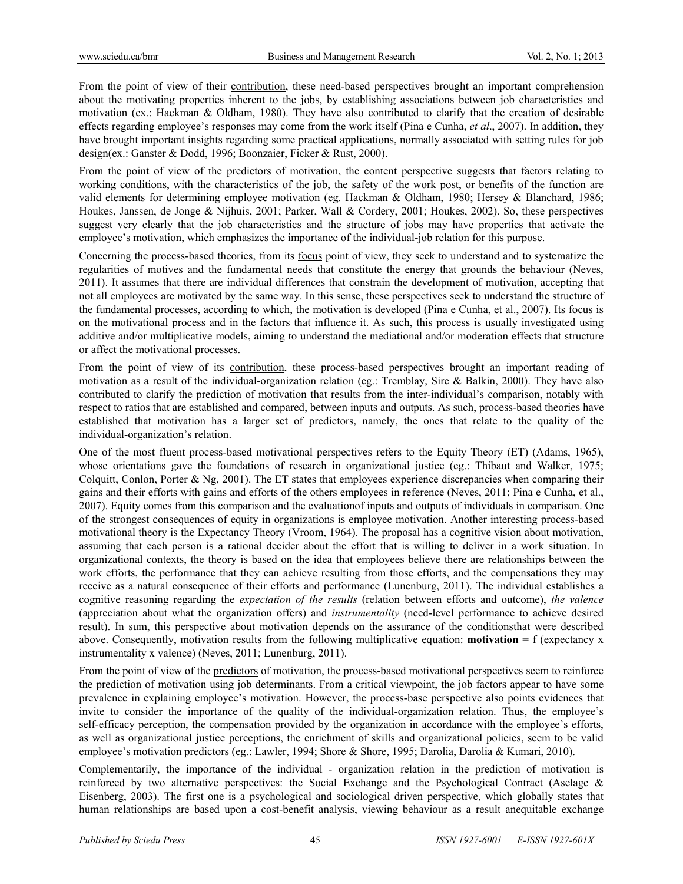From the point of view of their contribution, these need-based perspectives brought an important comprehension about the motivating properties inherent to the jobs, by establishing associations between job characteristics and motivation (ex.: Hackman & Oldham, 1980). They have also contributed to clarify that the creation of desirable effects regarding employee's responses may come from the work itself (Pina e Cunha, *et al*., 2007). In addition, they have brought important insights regarding some practical applications, normally associated with setting rules for job design(ex.: Ganster & Dodd, 1996; Boonzaier, Ficker & Rust, 2000).

From the point of view of the predictors of motivation, the content perspective suggests that factors relating to working conditions, with the characteristics of the job, the safety of the work post, or benefits of the function are valid elements for determining employee motivation (eg. Hackman & Oldham, 1980; Hersey & Blanchard, 1986; Houkes, Janssen, de Jonge & Nijhuis, 2001; Parker, Wall & Cordery, 2001; Houkes, 2002). So, these perspectives suggest very clearly that the job characteristics and the structure of jobs may have properties that activate the employee's motivation, which emphasizes the importance of the individual-job relation for this purpose.

Concerning the process-based theories, from its focus point of view, they seek to understand and to systematize the regularities of motives and the fundamental needs that constitute the energy that grounds the behaviour (Neves, 2011). It assumes that there are individual differences that constrain the development of motivation, accepting that not all employees are motivated by the same way. In this sense, these perspectives seek to understand the structure of the fundamental processes, according to which, the motivation is developed (Pina e Cunha, et al., 2007). Its focus is on the motivational process and in the factors that influence it. As such, this process is usually investigated using additive and/or multiplicative models, aiming to understand the mediational and/or moderation effects that structure or affect the motivational processes.

From the point of view of its contribution, these process-based perspectives brought an important reading of motivation as a result of the individual-organization relation (eg.: Tremblay, Sire & Balkin, 2000). They have also contributed to clarify the prediction of motivation that results from the inter-individual's comparison, notably with respect to ratios that are established and compared, between inputs and outputs. As such, process-based theories have established that motivation has a larger set of predictors, namely, the ones that relate to the quality of the individual-organization's relation.

One of the most fluent process-based motivational perspectives refers to the Equity Theory (ET) (Adams, 1965), whose orientations gave the foundations of research in organizational justice (eg.: Thibaut and Walker, 1975; Colquitt, Conlon, Porter & Ng, 2001). The ET states that employees experience discrepancies when comparing their gains and their efforts with gains and efforts of the others employees in reference (Neves, 2011; Pina e Cunha, et al., 2007). Equity comes from this comparison and the evaluationof inputs and outputs of individuals in comparison. One of the strongest consequences of equity in organizations is employee motivation. Another interesting process-based motivational theory is the Expectancy Theory (Vroom, 1964). The proposal has a cognitive vision about motivation, assuming that each person is a rational decider about the effort that is willing to deliver in a work situation. In organizational contexts, the theory is based on the idea that employees believe there are relationships between the work efforts, the performance that they can achieve resulting from those efforts, and the compensations they may receive as a natural consequence of their efforts and performance (Lunenburg, 2011). The individual establishes a cognitive reasoning regarding the ***expectation of the results*** (relation between efforts and outcome), ***the valence*** (appreciation about what the organization offers) and ***instrumentality*** (need-level performance to achieve desired result). In sum, this perspective about motivation depends on the assurance of the conditionsthat were described above. Consequently, motivation results from the following multiplicative equation: **motivation** = f (expectancy x instrumentality x valence) (Neves, 2011; Lunenburg, 2011).

From the point of view of the predictors of motivation, the process-based motivational perspectives seem to reinforce the prediction of motivation using job determinants. From a critical viewpoint, the job factors appear to have some prevalence in explaining employee's motivation. However, the process-base perspective also points evidences that invite to consider the importance of the quality of the individual-organization relation. Thus, the employee's self-efficacy perception, the compensation provided by the organization in accordance with the employee's efforts, as well as organizational justice perceptions, the enrichment of skills and organizational policies, seem to be valid employee's motivation predictors (eg.: Lawler, 1994; Shore & Shore, 1995; Darolia, Darolia & Kumari, 2010).

Complementarily, the importance of the individual - organization relation in the prediction of motivation is reinforced by two alternative perspectives: the Social Exchange and the Psychological Contract (Aselage & Eisenberg, 2003). The first one is a psychological and sociological driven perspective, which globally states that human relationships are based upon a cost-benefit analysis, viewing behaviour as a result anequitable exchange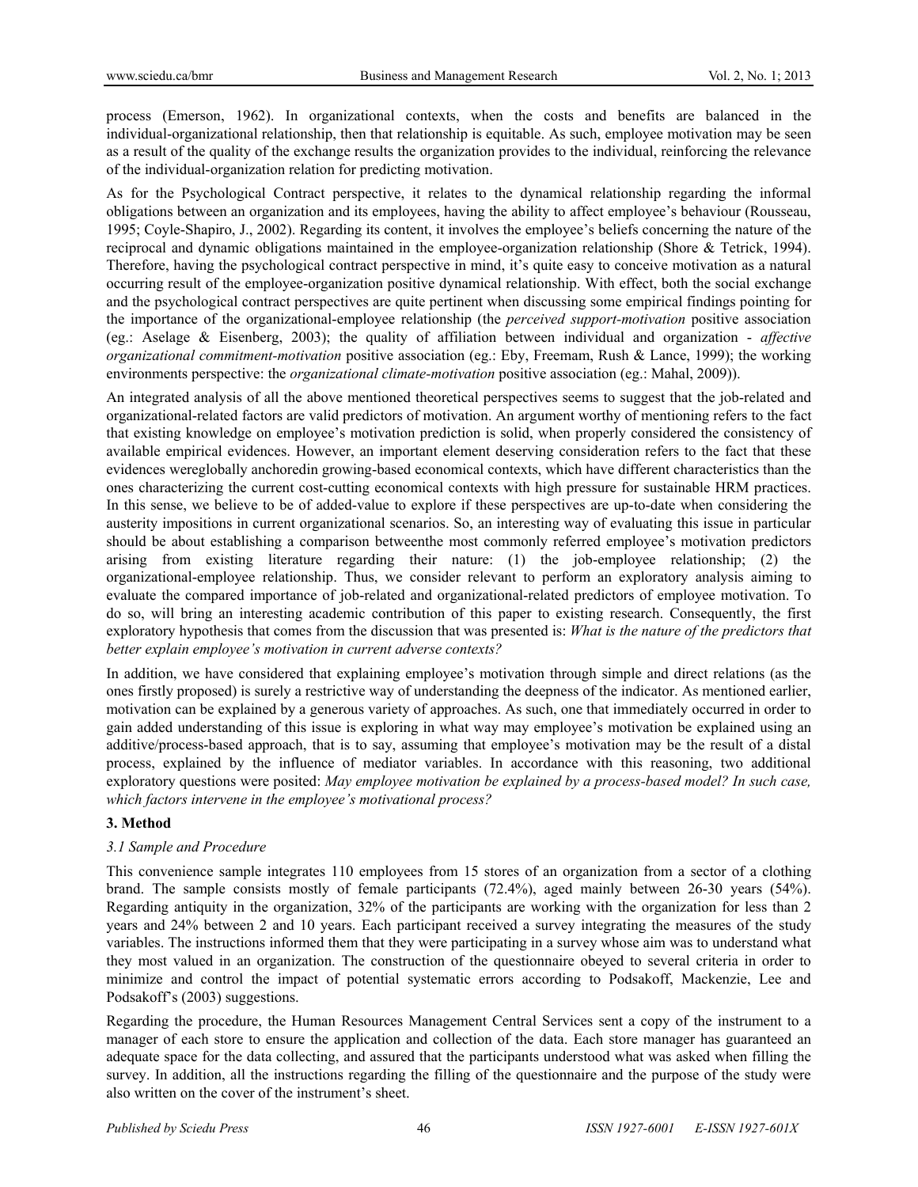process (Emerson, 1962). In organizational contexts, when the costs and benefits are balanced in the individual-organizational relationship, then that relationship is equitable. As such, employee motivation may be seen as a result of the quality of the exchange results the organization provides to the individual, reinforcing the relevance of the individual-organization relation for predicting motivation.

As for the Psychological Contract perspective, it relates to the dynamical relationship regarding the informal obligations between an organization and its employees, having the ability to affect employee's behaviour (Rousseau, 1995; Coyle-Shapiro, J., 2002). Regarding its content, it involves the employee's beliefs concerning the nature of the reciprocal and dynamic obligations maintained in the employee-organization relationship (Shore & Tetrick, 1994). Therefore, having the psychological contract perspective in mind, it's quite easy to conceive motivation as a natural occurring result of the employee-organization positive dynamical relationship. With effect, both the social exchange and the psychological contract perspectives are quite pertinent when discussing some empirical findings pointing for the importance of the organizational-employee relationship (the *perceived support-motivation* positive association (eg.: Aselage & Eisenberg, 2003); the quality of affiliation between individual and organization - *affective organizational commitment-motivation* positive association (eg.: Eby, Freemam, Rush & Lance, 1999); the working environments perspective: the *organizational climate-motivation* positive association (eg.: Mahal, 2009)).

An integrated analysis of all the above mentioned theoretical perspectives seems to suggest that the job-related and organizational-related factors are valid predictors of motivation. An argument worthy of mentioning refers to the fact that existing knowledge on employee's motivation prediction is solid, when properly considered the consistency of available empirical evidences. However, an important element deserving consideration refers to the fact that these evidences wereglobally anchoredin growing-based economical contexts, which have different characteristics than the ones characterizing the current cost-cutting economical contexts with high pressure for sustainable HRM practices. In this sense, we believe to be of added-value to explore if these perspectives are up-to-date when considering the austerity impositions in current organizational scenarios. So, an interesting way of evaluating this issue in particular should be about establishing a comparison betweenthe most commonly referred employee's motivation predictors arising from existing literature regarding their nature: (1) the job-employee relationship; (2) the organizational-employee relationship. Thus, we consider relevant to perform an exploratory analysis aiming to evaluate the compared importance of job-related and organizational-related predictors of employee motivation. To do so, will bring an interesting academic contribution of this paper to existing research. Consequently, the first exploratory hypothesis that comes from the discussion that was presented is: *What is the nature of the predictors that better explain employee's motivation in current adverse contexts?*

In addition, we have considered that explaining employee's motivation through simple and direct relations (as the ones firstly proposed) is surely a restrictive way of understanding the deepness of the indicator. As mentioned earlier, motivation can be explained by a generous variety of approaches. As such, one that immediately occurred in order to gain added understanding of this issue is exploring in what way may employee's motivation be explained using an additive/process-based approach, that is to say, assuming that employee's motivation may be the result of a distal process, explained by the influence of mediator variables. In accordance with this reasoning, two additional exploratory questions were posited: *May employee motivation be explained by a process-based model? In such case, which factors intervene in the employee's motivational process?*

## 3. Method

### *3.1 Sample and Procedure*

This convenience sample integrates 110 employees from 15 stores of an organization from a sector of a clothing brand. The sample consists mostly of female participants (72.4%), aged mainly between 26-30 years (54%). Regarding antiquity in the organization, 32% of the participants are working with the organization for less than 2 years and 24% between 2 and 10 years. Each participant received a survey integrating the measures of the study variables. The instructions informed them that they were participating in a survey whose aim was to understand what they most valued in an organization. The construction of the questionnaire obeyed to several criteria in order to minimize and control the impact of potential systematic errors according to Podsakoff, Mackenzie, Lee and Podsakoff's (2003) suggestions.

Regarding the procedure, the Human Resources Management Central Services sent a copy of the instrument to a manager of each store to ensure the application and collection of the data. Each store manager has guaranteed an adequate space for the data collecting, and assured that the participants understood what was asked when filling the survey. In addition, all the instructions regarding the filling of the questionnaire and the purpose of the study were also written on the cover of the instrument's sheet.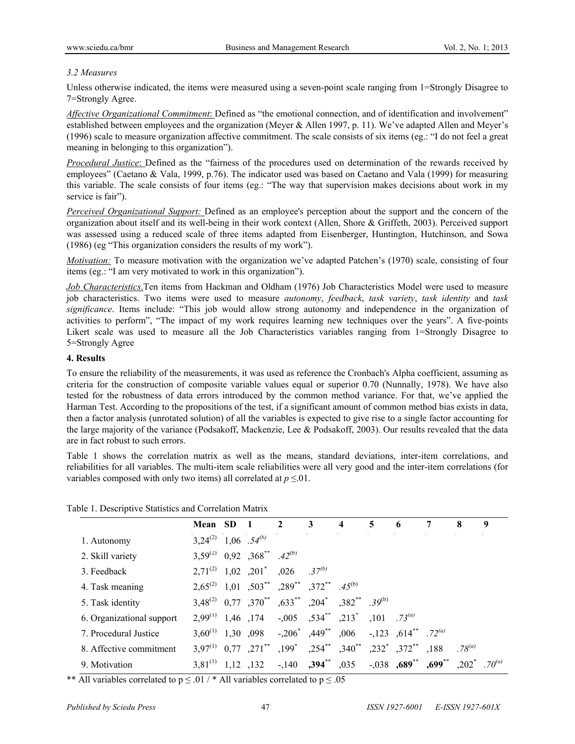### 3.2 Measures

Unless otherwise indicated, the items were measured using a seven-point scale ranging from 1=Strongly Disagree to 7=Strongly Agree.

*Affective Organizational Commitment*: Defined as "the emotional connection, and of identification and involvement" established between employees and the organization (Meyer & Allen 1997, p. 11). We've adapted Allen and Meyer's (1996) scale to measure organization affective commitment. The scale consists of six items (eg.: "I do not feel a great meaning in belonging to this organization").

*Procedural Justice*: Defined as the "fairness of the procedures used on determination of the rewards received by employees" (Caetano & Vala, 1999, p.76). The indicator used was based on Caetano and Vala (1999) for measuring this variable. The scale consists of four items (eg.: "The way that supervision makes decisions about work in my service is fair").

*Perceived Organizational Support:* Defined as an employee's perception about the support and the concern of the organization about itself and its well-being in their work context (Allen, Shore & Griffeth, 2003). Perceived support was assessed using a reduced scale of three items adapted from Eisenberger, Huntington, Hutchinson, and Sowa (1986) (eg "This organization considers the results of my work").

*Motivation:* To measure motivation with the organization we've adapted Patchen's (1970) scale, consisting of four items (eg.: "I am very motivated to work in this organization").

*Job Characteristics*.Ten items from Hackman and Oldham (1976) Job Characteristics Model were used to measure job characteristics. Two items were used to measure *autonomy*, *feedback*, *task variety*, *task identity* and *task significance*. Items include: "This job would allow strong autonomy and independence in the organization of activities to perform", "The impact of my work requires learning new techniques over the years". A five-points Likert scale was used to measure all the Job Characteristics variables ranging from 1=Strongly Disagree to 5=Strongly Agree

## 4. Results

To ensure the reliability of the measurements, it was used as reference the Cronbach's Alpha coefficient, assuming as criteria for the construction of composite variable values equal or superior 0.70 (Nunnally, 1978). We have also tested for the robustness of data errors introduced by the common method variance. For that, we've applied the Harman Test. According to the propositions of the test, if a significant amount of common method bias exists in data, then a factor analysis (unrotated solution) of all the variables is expected to give rise to a single factor accounting for the large majority of the variance (Podsakoff, Mackenzie, Lee & Podsakoff, 2003). Our results revealed that the data are in fact robust to such errors.

Table 1 shows the correlation matrix as well as the means, standard deviations, inter-item correlations, and reliabilities for all variables. The multi-item scale reliabilities were all very good and the inter-item correlations (for variables composed with only two items) all correlated at $p \leq .01$.

Table 1. Descriptive Statistics and Correlation Matrix

| | Mean | SD | 1 | 2 | 3 | 4 | 5 | 6 | 7 | 8 | 9 |
|---|---|---|---|---|---|---|---|---|---|---|---|
| 1. Autonomy | 3,24^(2)^ | 1,06 | *.54^(b)^* | | | | | | | | |
| 2. Skill variety | 3,59^(2)^ | 0,92 | ,368** | .42^(b)^ | | | | | | | |
| 3. Feedback | 2,71^(2)^ | 1,02 | ,201* | ,026 | *.37^(b)^* | | | | | | |
| 4. Task meaning | 2,65^(2)^ | 1,01 | ,503** | ,289** | ,372** | *.45^(b)^* | | | | | |
| 5. Task identity | 3,48^(2)^ | 0,77 | ,370** | ,633** | ,204* | ,382** | *.39^(b)^* | | | | |
| 6. Organizational support | 2,99^(1)^ | 1,46 | ,174 | -,005 | ,534** | ,213* | ,101 | *.73^(a)^* | | | |
| 7. Procedural Justice | 3,60^(1)^ | 1,30 | ,098 | -,206* | ,449** | ,006 | -,123 | ,614** | *.72^(a)^* | | |
| 8. Affective commitment | 3,97^(1)^ | 0,77 | ,271** | ,199* | ,254** | ,340** | ,232* | ,372** | ,188 | *.78^(a)^* | |
| 9. Motivation | 3,81^(1)^ | 1,12 | ,132 | -,140 | **,394**** | ,035 | -,038 | **,689**** | **,699**** | ,202* | *.70^(a)^* |

** All variables correlated to $p \leq .01$ / * All variables correlated to $p \leq .05$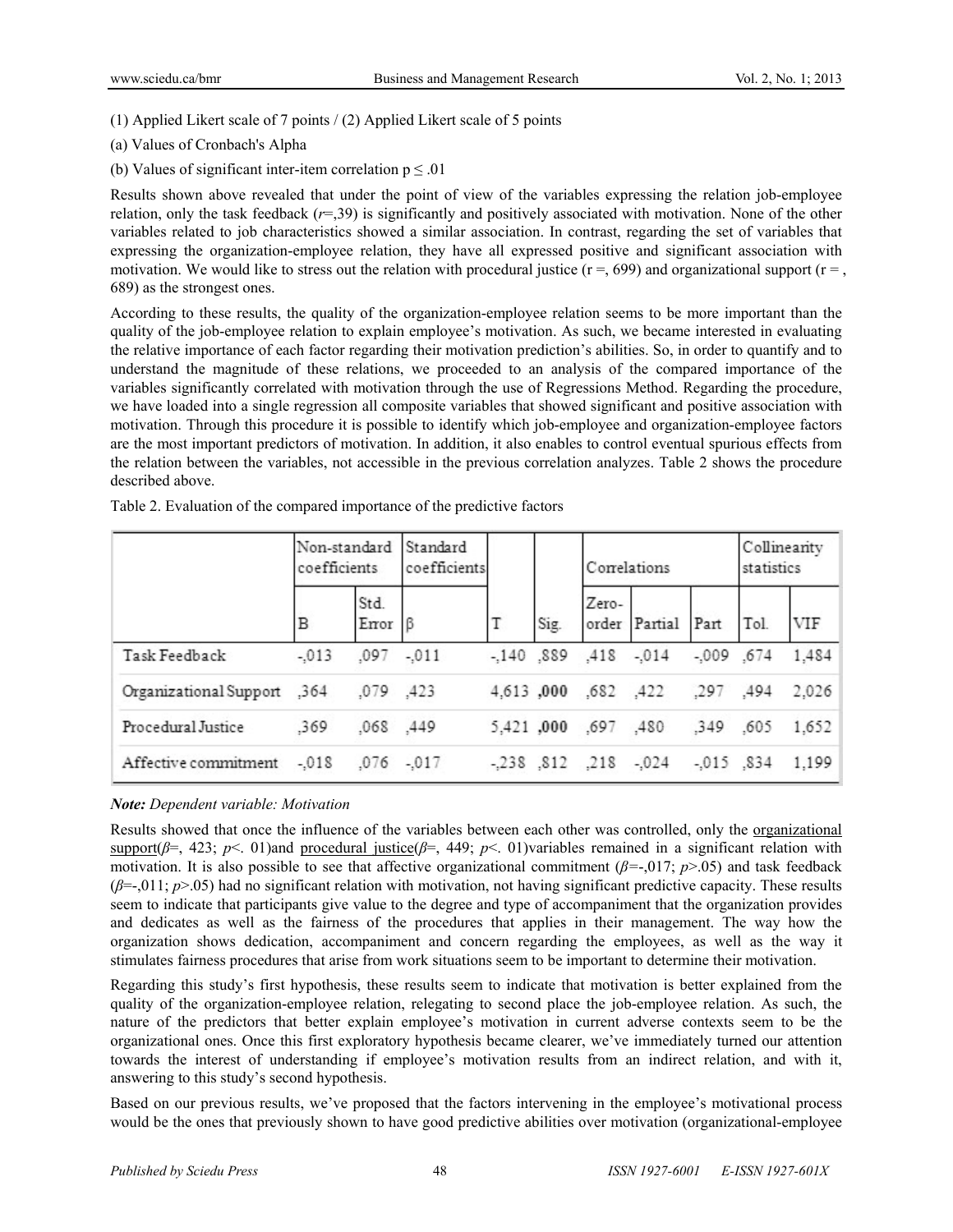(1) Applied Likert scale of 7 points / (2) Applied Likert scale of 5 points

(a) Values of Cronbach's Alpha

(b) Values of significant inter-item correlation $p \leq .01$

Results shown above revealed that under the point of view of the variables expressing the relation job-employee relation, only the task feedback ($r$=,39) is significantly and positively associated with motivation. None of the other variables related to job characteristics showed a similar association. In contrast, regarding the set of variables that expressing the organization-employee relation, they have all expressed positive and significant association with motivation. We would like to stress out the relation with procedural justice (r =, 699) and organizational support (r = , 689) as the strongest ones.

According to these results, the quality of the organization-employee relation seems to be more important than the quality of the job-employee relation to explain employee's motivation. As such, we became interested in evaluating the relative importance of each factor regarding their motivation prediction's abilities. So, in order to quantify and to understand the magnitude of these relations, we proceeded to an analysis of the compared importance of the variables significantly correlated with motivation through the use of Regressions Method. Regarding the procedure, we have loaded into a single regression all composite variables that showed significant and positive association with motivation. Through this procedure it is possible to identify which job-employee and organization-employee factors are the most important predictors of motivation. In addition, it also enables to control eventual spurious effects from the relation between the variables, not accessible in the previous correlation analyzes. Table 2 shows the procedure described above.

Table 2. Evaluation of the compared importance of the predictive factors

| | Non-standard coefficients | | Standard coefficients | | | Correlations | | | Collinearity statistics | |
|---|---|---|---|---|---|---|---|---|---|---|
| | B | Std. Error | β | T | Sig. | Zero-order | Partial | Part | Tol. | VIF |
| Task Feedback | -,013 | ,097 | -,011 | -,140 | ,889 | ,418 | -,014 | -,009 | ,674 | 1,484 |
| Organizational Support | ,364 | ,079 | ,423 | 4,613 | **,000** | ,682 | ,422 | ,297 | ,494 | 2,026 |
| Procedural Justice | ,369 | ,068 | ,449 | 5,421 | **,000** | ,697 | ,480 | ,349 | ,605 | 1,652 |
| Affective commitment | -,018 | ,076 | -,017 | -,238 | ,812 | ,218 | -,024 | -,015 | ,834 | 1,199 |

***Note:*** *Dependent variable: Motivation*

Results showed that once the influence of the variables between each other was controlled, only the organizational support($\beta$=, 423; $p$<. 01)and procedural justice($\beta$=, 449; $p$<. 01)variables remained in a significant relation with motivation. It is also possible to see that affective organizational commitment ($\beta$=-,017; $p$>.05) and task feedback ($\beta$=-,011; $p$>.05) had no significant relation with motivation, not having significant predictive capacity. These results seem to indicate that participants give value to the degree and type of accompaniment that the organization provides and dedicates as well as the fairness of the procedures that applies in their management. The way how the organization shows dedication, accompaniment and concern regarding the employees, as well as the way it stimulates fairness procedures that arise from work situations seem to be important to determine their motivation.

Regarding this study's first hypothesis, these results seem to indicate that motivation is better explained from the quality of the organization-employee relation, relegating to second place the job-employee relation. As such, the nature of the predictors that better explain employee's motivation in current adverse contexts seem to be the organizational ones. Once this first exploratory hypothesis became clearer, we've immediately turned our attention towards the interest of understanding if employee's motivation results from an indirect relation, and with it, answering to this study's second hypothesis.

Based on our previous results, we've proposed that the factors intervening in the employee's motivational process would be the ones that previously shown to have good predictive abilities over motivation (organizational-employee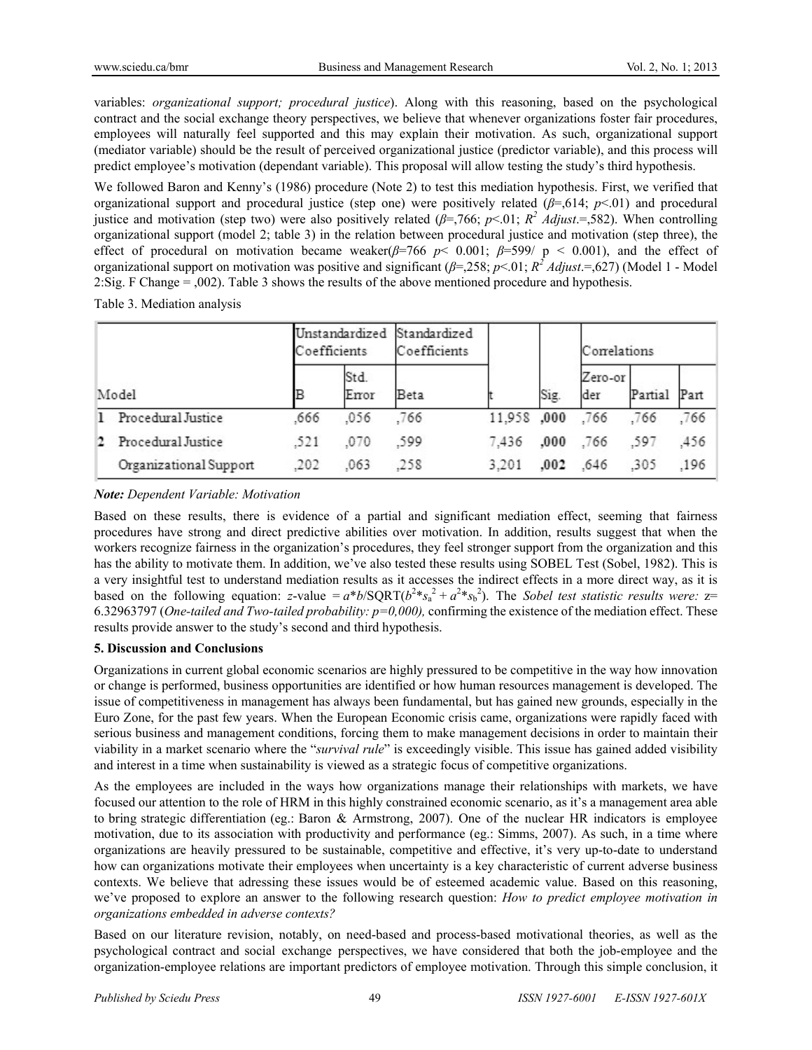variables: *organizational support; procedural justice*). Along with this reasoning, based on the psychological contract and the social exchange theory perspectives, we believe that whenever organizations foster fair procedures, employees will naturally feel supported and this may explain their motivation. As such, organizational support (mediator variable) should be the result of perceived organizational justice (predictor variable), and this process will predict employee's motivation (dependant variable). This proposal will allow testing the study's third hypothesis.

We followed Baron and Kenny's (1986) procedure (Note 2) to test this mediation hypothesis. First, we verified that organizational support and procedural justice (step one) were positively related ($\beta$=,614; $p$<.01) and procedural justice and motivation (step two) were also positively related ($\beta$=,766; $p$<.01; $R^2$ *Adjust*.=,582). When controlling organizational support (model 2; table 3) in the relation between procedural justice and motivation (step three), the effect of procedural on motivation became weaker($\beta$=766 $p$< 0.001; $\beta$=599/ p < 0.001), and the effect of organizational support on motivation was positive and significant ($\beta$=,258; $p$<.01; $R^2$ *Adjust*.=,627) (Model 1 - Model 2:Sig. F Change = ,002). Table 3 shows the results of the above mentioned procedure and hypothesis.

Table 3. Mediation analysis

| Model | | Unstandardized Coefficients | | Standardized Coefficients | | | Correlations | | |
|---|---|---|---|---|---|---|---|---|---|
| | | B | Std. Error | Beta | t | Sig. | Zero-order | Partial | Part |
| 1 | Procedural Justice | ,666 | ,056 | ,766 | 11,958 | **,000** | ,766 | ,766 | ,766 |
| 2 | Procedural Justice | ,521 | ,070 | ,599 | 7,436 | **,000** | ,766 | ,597 | ,456 |
| | Organizational Support | ,202 | ,063 | ,258 | 3,201 | **,002** | ,646 | ,305 | ,196 |

***Note:*** *Dependent Variable: Motivation*

Based on these results, there is evidence of a partial and significant mediation effect, seeming that fairness procedures have strong and direct predictive abilities over motivation. In addition, results suggest that when the workers recognize fairness in the organization's procedures, they feel stronger support from the organization and this has the ability to motivate them. In addition, we've also tested these results using SOBEL Test (Sobel, 1982). This is a very insightful test to understand mediation results as it accesses the indirect effects in a more direct way, as it is based on the following equation: $z$-value $= a*b/\text{SQRT}(b^2*s_a^2 + a^2*s_b^2)$. The *Sobel test statistic results were:* z= 6.32963797 (*One-tailed and Two-tailed probability: p=0,000),* confirming the existence of the mediation effect. These results provide answer to the study's second and third hypothesis.

## 5. Discussion and Conclusions

Organizations in current global economic scenarios are highly pressured to be competitive in the way how innovation or change is performed, business opportunities are identified or how human resources management is developed. The issue of competitiveness in management has always been fundamental, but has gained new grounds, especially in the Euro Zone, for the past few years. When the European Economic crisis came, organizations were rapidly faced with serious business and management conditions, forcing them to make management decisions in order to maintain their viability in a market scenario where the "*survival rule*" is exceedingly visible. This issue has gained added visibility and interest in a time when sustainability is viewed as a strategic focus of competitive organizations.

As the employees are included in the ways how organizations manage their relationships with markets, we have focused our attention to the role of HRM in this highly constrained economic scenario, as it's a management area able to bring strategic differentiation (eg.: Baron & Armstrong, 2007). One of the nuclear HR indicators is employee motivation, due to its association with productivity and performance (eg.: Simms, 2007). As such, in a time where organizations are heavily pressured to be sustainable, competitive and effective, it's very up-to-date to understand how can organizations motivate their employees when uncertainty is a key characteristic of current adverse business contexts. We believe that adressing these issues would be of esteemed academic value. Based on this reasoning, we've proposed to explore an answer to the following research question: *How to predict employee motivation in organizations embedded in adverse contexts?*

Based on our literature revision, notably, on need-based and process-based motivational theories, as well as the psychological contract and social exchange perspectives, we have considered that both the job-employee and the organization-employee relations are important predictors of employee motivation. Through this simple conclusion, it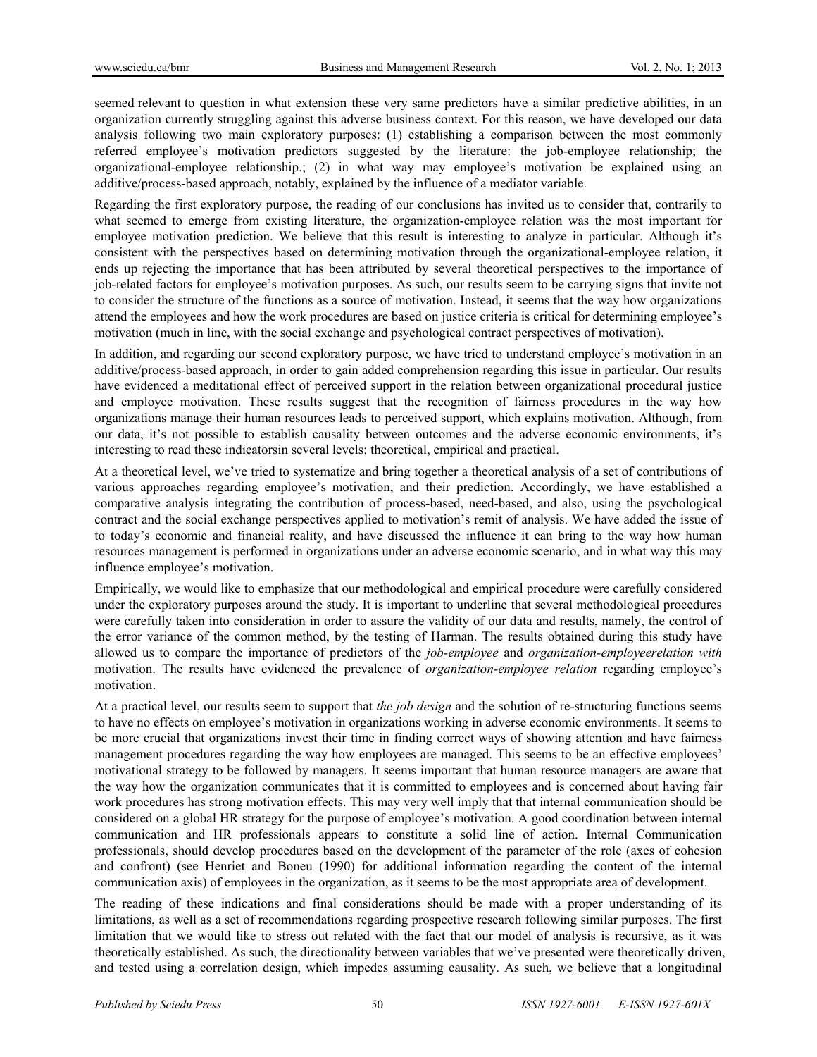seemed relevant to question in what extension these very same predictors have a similar predictive abilities, in an organization currently struggling against this adverse business context. For this reason, we have developed our data analysis following two main exploratory purposes: (1) establishing a comparison between the most commonly referred employee's motivation predictors suggested by the literature: the job-employee relationship; the organizational-employee relationship.; (2) in what way may employee's motivation be explained using an additive/process-based approach, notably, explained by the influence of a mediator variable.

Regarding the first exploratory purpose, the reading of our conclusions has invited us to consider that, contrarily to what seemed to emerge from existing literature, the organization-employee relation was the most important for employee motivation prediction. We believe that this result is interesting to analyze in particular. Although it's consistent with the perspectives based on determining motivation through the organizational-employee relation, it ends up rejecting the importance that has been attributed by several theoretical perspectives to the importance of job-related factors for employee's motivation purposes. As such, our results seem to be carrying signs that invite not to consider the structure of the functions as a source of motivation. Instead, it seems that the way how organizations attend the employees and how the work procedures are based on justice criteria is critical for determining employee's motivation (much in line, with the social exchange and psychological contract perspectives of motivation).

In addition, and regarding our second exploratory purpose, we have tried to understand employee's motivation in an additive/process-based approach, in order to gain added comprehension regarding this issue in particular. Our results have evidenced a meditational effect of perceived support in the relation between organizational procedural justice and employee motivation. These results suggest that the recognition of fairness procedures in the way how organizations manage their human resources leads to perceived support, which explains motivation. Although, from our data, it's not possible to establish causality between outcomes and the adverse economic environments, it's interesting to read these indicatorsin several levels: theoretical, empirical and practical.

At a theoretical level, we've tried to systematize and bring together a theoretical analysis of a set of contributions of various approaches regarding employee's motivation, and their prediction. Accordingly, we have established a comparative analysis integrating the contribution of process-based, need-based, and also, using the psychological contract and the social exchange perspectives applied to motivation's remit of analysis. We have added the issue of to today's economic and financial reality, and have discussed the influence it can bring to the way how human resources management is performed in organizations under an adverse economic scenario, and in what way this may influence employee's motivation.

Empirically, we would like to emphasize that our methodological and empirical procedure were carefully considered under the exploratory purposes around the study. It is important to underline that several methodological procedures were carefully taken into consideration in order to assure the validity of our data and results, namely, the control of the error variance of the common method, by the testing of Harman. The results obtained during this study have allowed us to compare the importance of predictors of the *job-employee* and *organization-employeerelation with* motivation. The results have evidenced the prevalence of *organization-employee relation* regarding employee's motivation.

At a practical level, our results seem to support that *the job design* and the solution of re-structuring functions seems to have no effects on employee's motivation in organizations working in adverse economic environments. It seems to be more crucial that organizations invest their time in finding correct ways of showing attention and have fairness management procedures regarding the way how employees are managed. This seems to be an effective employees' motivational strategy to be followed by managers. It seems important that human resource managers are aware that the way how the organization communicates that it is committed to employees and is concerned about having fair work procedures has strong motivation effects. This may very well imply that that internal communication should be considered on a global HR strategy for the purpose of employee's motivation. A good coordination between internal communication and HR professionals appears to constitute a solid line of action. Internal Communication professionals, should develop procedures based on the development of the parameter of the role (axes of cohesion and confront) (see Henriet and Boneu (1990) for additional information regarding the content of the internal communication axis) of employees in the organization, as it seems to be the most appropriate area of development.

The reading of these indications and final considerations should be made with a proper understanding of its limitations, as well as a set of recommendations regarding prospective research following similar purposes. The first limitation that we would like to stress out related with the fact that our model of analysis is recursive, as it was theoretically established. As such, the directionality between variables that we've presented were theoretically driven, and tested using a correlation design, which impedes assuming causality. As such, we believe that a longitudinal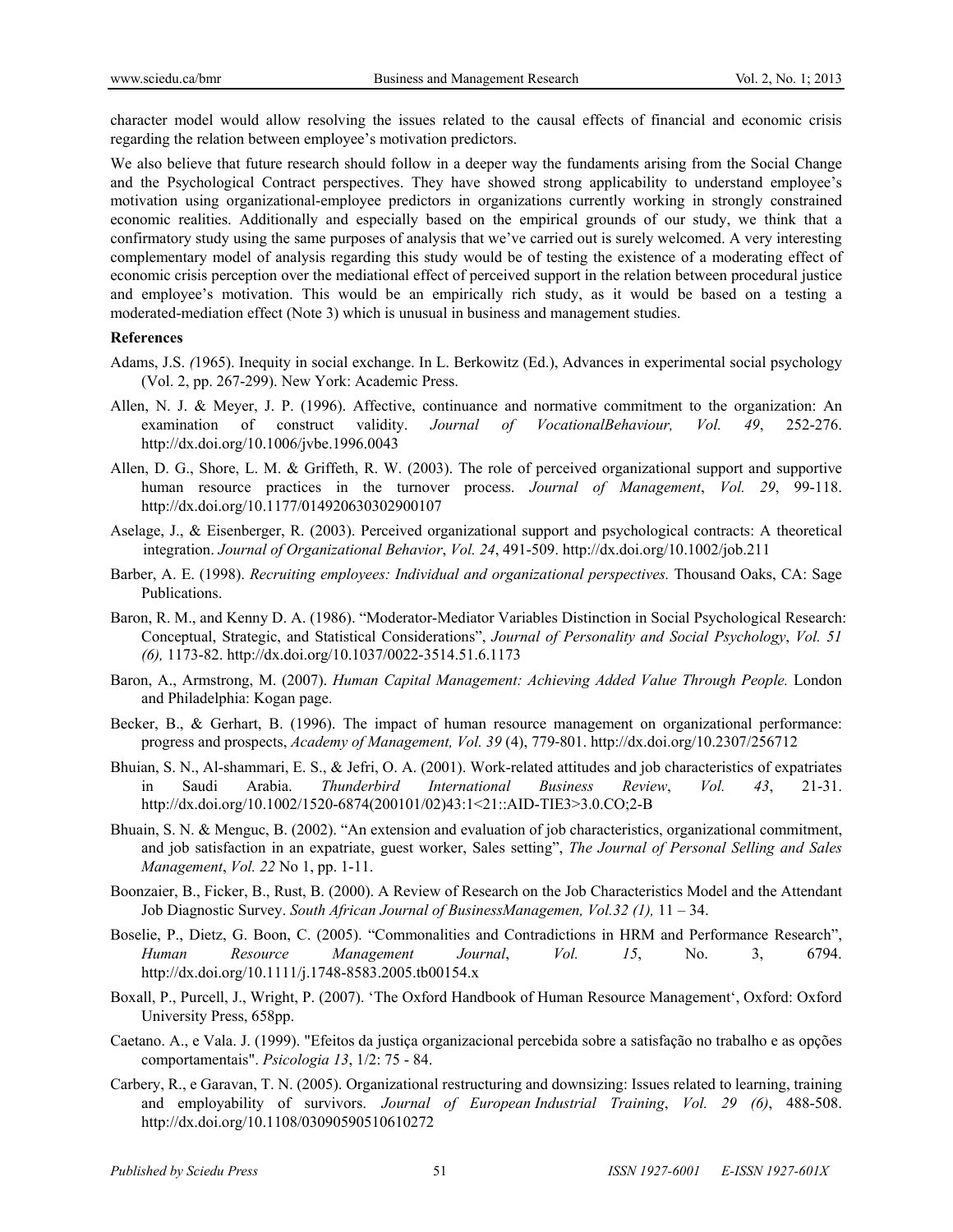character model would allow resolving the issues related to the causal effects of financial and economic crisis regarding the relation between employee's motivation predictors.

We also believe that future research should follow in a deeper way the fundaments arising from the Social Change and the Psychological Contract perspectives. They have showed strong applicability to understand employee's motivation using organizational-employee predictors in organizations currently working in strongly constrained economic realities. Additionally and especially based on the empirical grounds of our study, we think that a confirmatory study using the same purposes of analysis that we've carried out is surely welcomed. A very interesting complementary model of analysis regarding this study would be of testing the existence of a moderating effect of economic crisis perception over the mediational effect of perceived support in the relation between procedural justice and employee's motivation. This would be an empirically rich study, as it would be based on a testing a moderated-mediation effect (Note 3) which is unusual in business and management studies.

**References**

Adams, J.S. *(*1965). Inequity in social exchange. In L. Berkowitz (Ed.), Advances in experimental social psychology (Vol. 2, pp. 267-299). New York: Academic Press.

Allen, N. J. & Meyer, J. P. (1996). Affective, continuance and normative commitment to the organization: An examination of construct validity. *Journal of VocationalBehaviour, Vol. 49*, 252-276. http://dx.doi.org/10.1006/jvbe.1996.0043

Allen, D. G., Shore, L. M. & Griffeth, R. W. (2003). The role of perceived organizational support and supportive human resource practices in the turnover process. *Journal of Management*, *Vol. 29*, 99-118. http://dx.doi.org/10.1177/014920630302900107

Aselage, J., & Eisenberger, R. (2003). Perceived organizational support and psychological contracts: A theoretical integration. *Journal of Organizational Behavior*, *Vol. 24*, 491-509. http://dx.doi.org/10.1002/job.211

Barber, A. E. (1998). *Recruiting employees: Individual and organizational perspectives.* Thousand Oaks, CA: Sage Publications.

Baron, R. M., and Kenny D. A. (1986). "Moderator-Mediator Variables Distinction in Social Psychological Research: Conceptual, Strategic, and Statistical Considerations", *Journal of Personality and Social Psychology*, *Vol. 51 (6),* 1173-82. http://dx.doi.org/10.1037/0022-3514.51.6.1173

Baron, A., Armstrong, M. (2007). *Human Capital Management: Achieving Added Value Through People.* London and Philadelphia: Kogan page.

Becker, B., & Gerhart, B. (1996). The impact of human resource management on organizational performance: progress and prospects, *Academy of Management, Vol. 39* (4), 779-801. http://dx.doi.org/10.2307/256712

Bhuian, S. N., Al-shammari, E. S., & Jefri, O. A. (2001). Work-related attitudes and job characteristics of expatriates in Saudi Arabia. *Thunderbird International Business Review*, *Vol. 43*, 21-31. http://dx.doi.org/10.1002/1520-6874(200101/02)43:1<21::AID-TIE3>3.0.CO;2-B

Bhuain, S. N. & Menguc, B. (2002). "An extension and evaluation of job characteristics, organizational commitment, and job satisfaction in an expatriate, guest worker, Sales setting", *The Journal of Personal Selling and Sales Management*, *Vol. 22* No 1, pp. 1-11.

Boonzaier, B., Ficker, B., Rust, B. (2000). A Review of Research on the Job Characteristics Model and the Attendant Job Diagnostic Survey. *South African Journal of BusinessManagemen, Vol.32 (1),* 11 – 34.

Boselie, P., Dietz, G. Boon, C. (2005). "Commonalities and Contradictions in HRM and Performance Research", *Human Resource Management Journal*, *Vol. 15*, No. 3, 6794. http://dx.doi.org/10.1111/j.1748-8583.2005.tb00154.x

Boxall, P., Purcell, J., Wright, P. (2007). 'The Oxford Handbook of Human Resource Management', Oxford: Oxford University Press, 658pp.

Caetano. A., e Vala. J. (1999). "Efeitos da justiça organizacional percebida sobre a satisfação no trabalho e as opções comportamentais". *Psicologia 13*, 1/2: 75 - 84.

Carbery, R., e Garavan, T. N. (2005). Organizational restructuring and downsizing: Issues related to learning, training and employability of survivors. *Journal of European Industrial Training*, *Vol. 29 (6)*, 488-508. http://dx.doi.org/10.1108/03090590510610272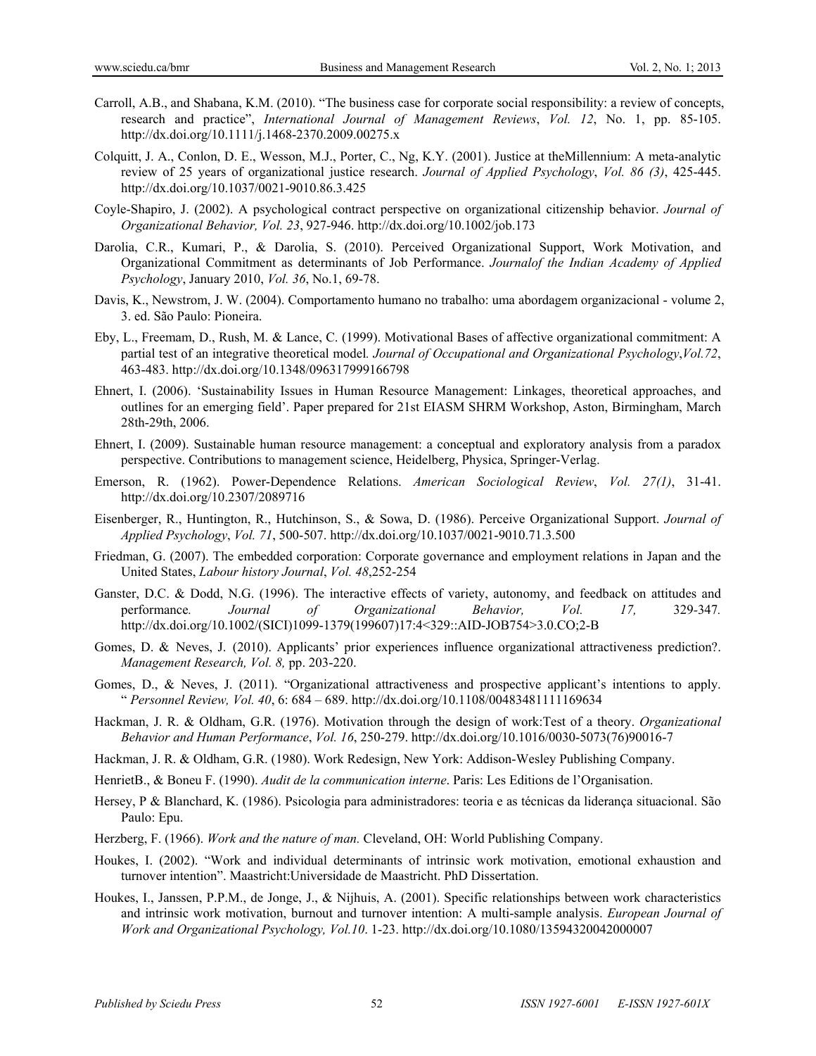Carroll, A.B., and Shabana, K.M. (2010). "The business case for corporate social responsibility: a review of concepts, research and practice", *International Journal of Management Reviews*, *Vol. 12*, No. 1, pp. 85-105. http://dx.doi.org/10.1111/j.1468-2370.2009.00275.x

Colquitt, J. A., Conlon, D. E., Wesson, M.J., Porter, C., Ng, K.Y. (2001). Justice at theMillennium: A meta-analytic review of 25 years of organizational justice research. *Journal of Applied Psychology*, *Vol. 86 (3)*, 425-445. http://dx.doi.org/10.1037/0021-9010.86.3.425

Coyle-Shapiro, J. (2002). A psychological contract perspective on organizational citizenship behavior. *Journal of Organizational Behavior, Vol. 23*, 927-946. http://dx.doi.org/10.1002/job.173

Darolia, C.R., Kumari, P., & Darolia, S. (2010). Perceived Organizational Support, Work Motivation, and Organizational Commitment as determinants of Job Performance. *Journalof the Indian Academy of Applied Psychology*, January 2010, *Vol. 36*, No.1, 69-78.

Davis, K., Newstrom, J. W. (2004). Comportamento humano no trabalho: uma abordagem organizacional - volume 2, 3. ed. São Paulo: Pioneira.

Eby, L., Freemam, D., Rush, M. & Lance, C. (1999). Motivational Bases of affective organizational commitment: A partial test of an integrative theoretical model*. Journal of Occupational and Organizational Psychology*,*Vol.72*, 463-483. http://dx.doi.org/10.1348/096317999166798

Ehnert, I. (2006). 'Sustainability Issues in Human Resource Management: Linkages, theoretical approaches, and outlines for an emerging field'. Paper prepared for 21st EIASM SHRM Workshop, Aston, Birmingham, March 28th-29th, 2006.

Ehnert, I. (2009). Sustainable human resource management: a conceptual and exploratory analysis from a paradox perspective. Contributions to management science, Heidelberg, Physica, Springer-Verlag.

Emerson, R. (1962). Power-Dependence Relations. *American Sociological Review*, *Vol. 27(1)*, 31-41. http://dx.doi.org/10.2307/2089716

Eisenberger, R., Huntington, R., Hutchinson, S., & Sowa, D. (1986). Perceive Organizational Support. *Journal of Applied Psychology*, *Vol. 71*, 500-507. http://dx.doi.org/10.1037/0021-9010.71.3.500

Friedman, G. (2007). The embedded corporation: Corporate governance and employment relations in Japan and the United States, *Labour history Journal*, *Vol. 48*,252-254

Ganster, D.C. & Dodd, N.G. (1996). The interactive effects of variety, autonomy, and feedback on attitudes and performance*. Journal of Organizational Behavior, Vol. 17,* 329-347*.* http://dx.doi.org/10.1002/(SICI)1099-1379(199607)17:4<329::AID-JOB754>3.0.CO;2-B

Gomes, D. & Neves, J. (2010). Applicants' prior experiences influence organizational attractiveness prediction?. *Management Research, Vol. 8,* pp. 203-220.

Gomes, D., & Neves, J. (2011). "Organizational attractiveness and prospective applicant's intentions to apply. " *Personnel Review, Vol. 40*, 6: 684 – 689. http://dx.doi.org/10.1108/00483481111169634

Hackman, J. R. & Oldham, G.R. (1976). Motivation through the design of work:Test of a theory. *Organizational Behavior and Human Performance*, *Vol. 16*, 250-279. http://dx.doi.org/10.1016/0030-5073(76)90016-7

Hackman, J. R. & Oldham, G.R. (1980). Work Redesign, New York: Addison-Wesley Publishing Company.

HenrietB., & Boneu F. (1990). *Audit de la communication interne*. Paris: Les Editions de l'Organisation.

Hersey, P & Blanchard, K. (1986). Psicologia para administradores: teoria e as técnicas da liderança situacional. São Paulo: Epu.

Herzberg, F. (1966). *Work and the nature of man.* Cleveland, OH: World Publishing Company.

Houkes, I. (2002). "Work and individual determinants of intrinsic work motivation, emotional exhaustion and turnover intention". Maastricht:Universidade de Maastricht. PhD Dissertation.

Houkes, I., Janssen, P.P.M., de Jonge, J., & Nijhuis, A. (2001). Specific relationships between work characteristics and intrinsic work motivation, burnout and turnover intention: A multi-sample analysis. *European Journal of Work and Organizational Psychology, Vol.10*. 1-23. http://dx.doi.org/10.1080/13594320042000007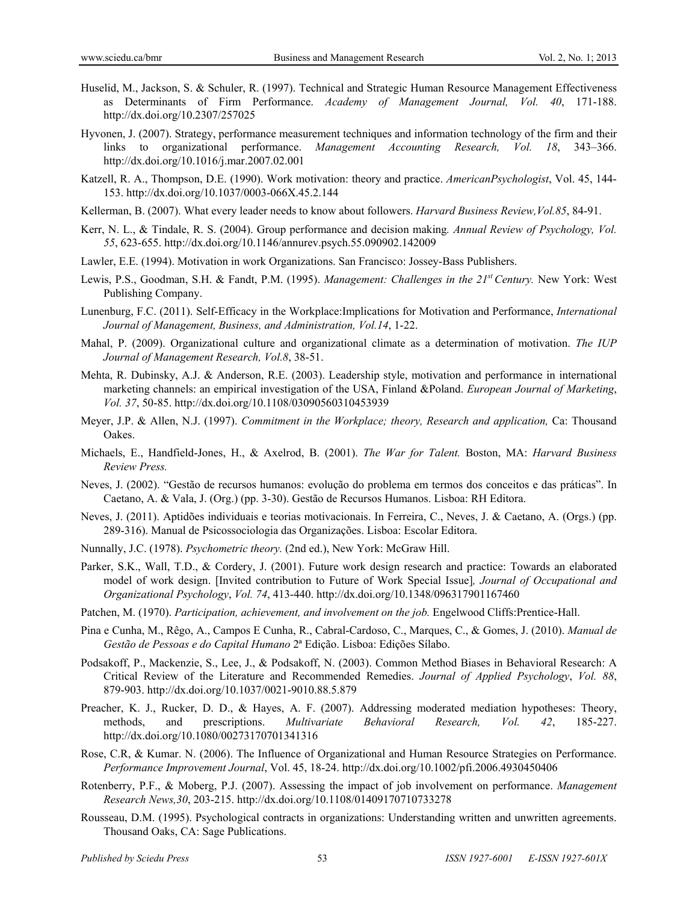Huselid, M., Jackson, S. & Schuler, R. (1997). Technical and Strategic Human Resource Management Effectiveness as Determinants of Firm Performance. *Academy of Management Journal, Vol. 40*, 171-188. http://dx.doi.org/10.2307/257025

Hyvonen, J. (2007). Strategy, performance measurement techniques and information technology of the firm and their links to organizational performance. *Management Accounting Research, Vol. 18*, 343–366. http://dx.doi.org/10.1016/j.mar.2007.02.001

Katzell, R. A., Thompson, D.E. (1990). Work motivation: theory and practice. *AmericanPsychologist*, Vol. 45, 144-153. http://dx.doi.org/10.1037/0003-066X.45.2.144

Kellerman, B. (2007). What every leader needs to know about followers. *Harvard Business Review,Vol.85*, 84-91.

Kerr, N. L., & Tindale, R. S. (2004). Group performance and decision making*. Annual Review of Psychology, Vol. 55*, 623-655. http://dx.doi.org/10.1146/annurev.psych.55.090902.142009

Lawler, E.E. (1994). Motivation in work Organizations. San Francisco: Jossey-Bass Publishers.

Lewis, P.S., Goodman, S.H. & Fandt, P.M. (1995). *Management: Challenges in the 21st Century.* New York: West Publishing Company.

Lunenburg, F.C. (2011). Self-Efficacy in the Workplace:Implications for Motivation and Performance, *International Journal of Management, Business, and Administration, Vol.14*, 1-22.

Mahal, P. (2009). Organizational culture and organizational climate as a determination of motivation. *The IUP Journal of Management Research, Vol.8*, 38-51.

Mehta, R. Dubinsky, A.J. & Anderson, R.E. (2003). Leadership style, motivation and performance in international marketing channels: an empirical investigation of the USA, Finland &Poland. *European Journal of Marketing*, *Vol. 37*, 50-85. http://dx.doi.org/10.1108/03090560310453939

Meyer, J.P. & Allen, N.J. (1997). *Commitment in the Workplace; theory, Research and application,* Ca: Thousand Oakes.

Michaels, E., Handfield-Jones, H., & Axelrod, B. (2001). *The War for Talent.* Boston, MA: *Harvard Business Review Press.*

Neves, J. (2002). "Gestão de recursos humanos: evolução do problema em termos dos conceitos e das práticas". In Caetano, A. & Vala, J. (Org.) (pp. 3-30). Gestão de Recursos Humanos. Lisboa: RH Editora.

Neves, J. (2011). Aptidões individuais e teorias motivacionais. In Ferreira, C., Neves, J. & Caetano, A. (Orgs.) (pp. 289-316). Manual de Psicossociologia das Organizações. Lisboa: Escolar Editora.

Nunnally, J.C. (1978). *Psychometric theory.* (2nd ed.), New York: McGraw Hill.

Parker, S.K., Wall, T.D., & Cordery, J. (2001). Future work design research and practice: Towards an elaborated model of work design. [Invited contribution to Future of Work Special Issue]*, Journal of Occupational and Organizational Psychology*, *Vol. 74*, 413-440. http://dx.doi.org/10.1348/096317901167460

Patchen, M. (1970). *Participation, achievement, and involvement on the job.* Engelwood Cliffs:Prentice-Hall.

Pina e Cunha, M., Rêgo, A., Campos E Cunha, R., Cabral-Cardoso, C., Marques, C., & Gomes, J. (2010). *Manual de Gestão de Pessoas e do Capital Humano* 2ª Edição. Lisboa: Edições Sílabo.

Podsakoff, P., Mackenzie, S., Lee, J., & Podsakoff, N. (2003). Common Method Biases in Behavioral Research: A Critical Review of the Literature and Recommended Remedies. *Journal of Applied Psychology*, *Vol. 88*, 879-903. http://dx.doi.org/10.1037/0021-9010.88.5.879

Preacher, K. J., Rucker, D. D., & Hayes, A. F. (2007). Addressing moderated mediation hypotheses: Theory, methods, and prescriptions. *Multivariate Behavioral Research, Vol. 42*, 185-227. http://dx.doi.org/10.1080/00273170701341316

Rose, C.R, & Kumar. N. (2006). The Influence of Organizational and Human Resource Strategies on Performance. *Performance Improvement Journal*, Vol. 45, 18-24. http://dx.doi.org/10.1002/pfi.2006.4930450406

Rotenberry, P.F., & Moberg, P.J. (2007). Assessing the impact of job involvement on performance. *Management Research News,30*, 203-215. http://dx.doi.org/10.1108/01409170710733278

Rousseau, D.M. (1995). Psychological contracts in organizations: Understanding written and unwritten agreements. Thousand Oaks, CA: Sage Publications.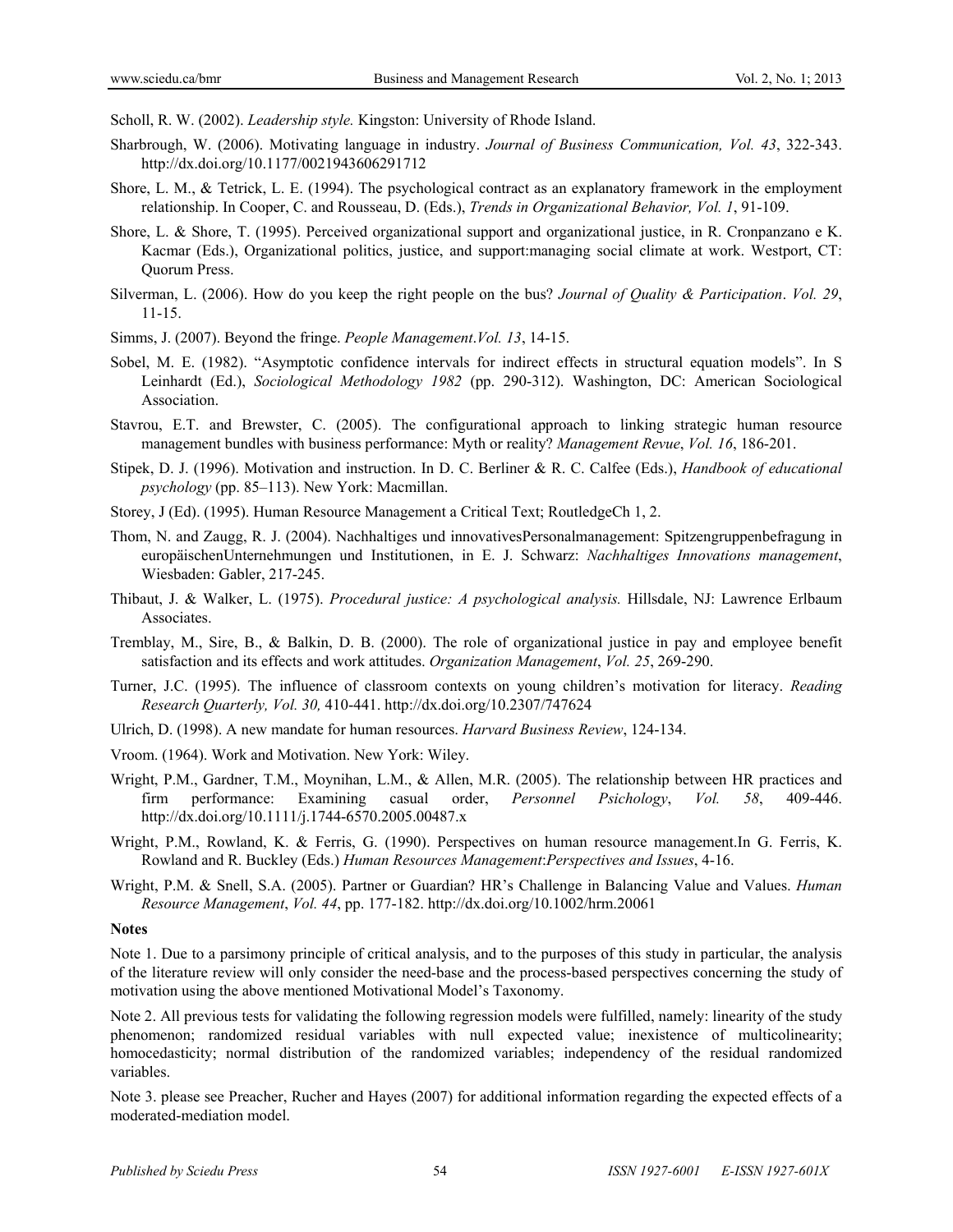Scholl, R. W. (2002). *Leadership style.* Kingston: University of Rhode Island.

Sharbrough, W. (2006). Motivating language in industry. *Journal of Business Communication, Vol. 43*, 322-343. http://dx.doi.org/10.1177/0021943606291712

Shore, L. M., & Tetrick, L. E. (1994). The psychological contract as an explanatory framework in the employment relationship. In Cooper, C. and Rousseau, D. (Eds.), *Trends in Organizational Behavior, Vol. 1*, 91-109.

Shore, L. & Shore, T. (1995). Perceived organizational support and organizational justice, in R. Cronpanzano e K. Kacmar (Eds.), Organizational politics, justice, and support:managing social climate at work. Westport, CT: Quorum Press.

Silverman, L. (2006). How do you keep the right people on the bus? *Journal of Quality & Participation*. *Vol. 29*, 11-15.

Simms, J. (2007). Beyond the fringe. *People Management*.*Vol. 13*, 14-15.

Sobel, M. E. (1982). "Asymptotic confidence intervals for indirect effects in structural equation models". In S Leinhardt (Ed.), *Sociological Methodology 1982* (pp. 290-312). Washington, DC: American Sociological Association.

Stavrou, E.T. and Brewster, C. (2005). The configurational approach to linking strategic human resource management bundles with business performance: Myth or reality? *Management Revue*, *Vol. 16*, 186-201.

Stipek, D. J. (1996). Motivation and instruction. In D. C. Berliner & R. C. Calfee (Eds.), *Handbook of educational psychology* (pp. 85–113). New York: Macmillan.

Storey, J (Ed). (1995). Human Resource Management a Critical Text; RoutledgeCh 1, 2.

Thom, N. and Zaugg, R. J. (2004). Nachhaltiges und innovativesPersonalmanagement: Spitzengruppenbefragung in europäischenUnternehmungen und Institutionen, in E. J. Schwarz: *Nachhaltiges Innovations management*, Wiesbaden: Gabler, 217-245.

Thibaut, J. & Walker, L. (1975). *Procedural justice: A psychological analysis.* Hillsdale, NJ: Lawrence Erlbaum Associates.

Tremblay, M., Sire, B., & Balkin, D. B. (2000). The role of organizational justice in pay and employee benefit satisfaction and its effects and work attitudes. *Organization Management*, *Vol. 25*, 269-290.

Turner, J.C. (1995). The influence of classroom contexts on young children's motivation for literacy. *Reading Research Quarterly, Vol. 30,* 410-441. http://dx.doi.org/10.2307/747624

Ulrich, D. (1998). A new mandate for human resources. *Harvard Business Review*, 124-134.

Vroom. (1964). Work and Motivation. New York: Wiley.

Wright, P.M., Gardner, T.M., Moynihan, L.M., & Allen, M.R. (2005). The relationship between HR practices and firm performance: Examining casual order, *Personnel Psichology*, *Vol. 58*, 409-446. http://dx.doi.org/10.1111/j.1744-6570.2005.00487.x

Wright, P.M., Rowland, K. & Ferris, G. (1990). Perspectives on human resource management.In G. Ferris, K. Rowland and R. Buckley (Eds.) *Human Resources Management*:*Perspectives and Issues*, 4-16.

Wright, P.M. & Snell, S.A. (2005). Partner or Guardian? HR's Challenge in Balancing Value and Values. *Human Resource Management*, *Vol. 44*, pp. 177-182. http://dx.doi.org/10.1002/hrm.20061

**Notes**

Note 1. Due to a parsimony principle of critical analysis, and to the purposes of this study in particular, the analysis of the literature review will only consider the need-base and the process-based perspectives concerning the study of motivation using the above mentioned Motivational Model's Taxonomy.

Note 2. All previous tests for validating the following regression models were fulfilled, namely: linearity of the study phenomenon; randomized residual variables with null expected value; inexistence of multicolinearity; homocedasticity; normal distribution of the randomized variables; independency of the residual randomized variables.

Note 3. please see Preacher, Rucher and Hayes (2007) for additional information regarding the expected effects of a moderated-mediation model.